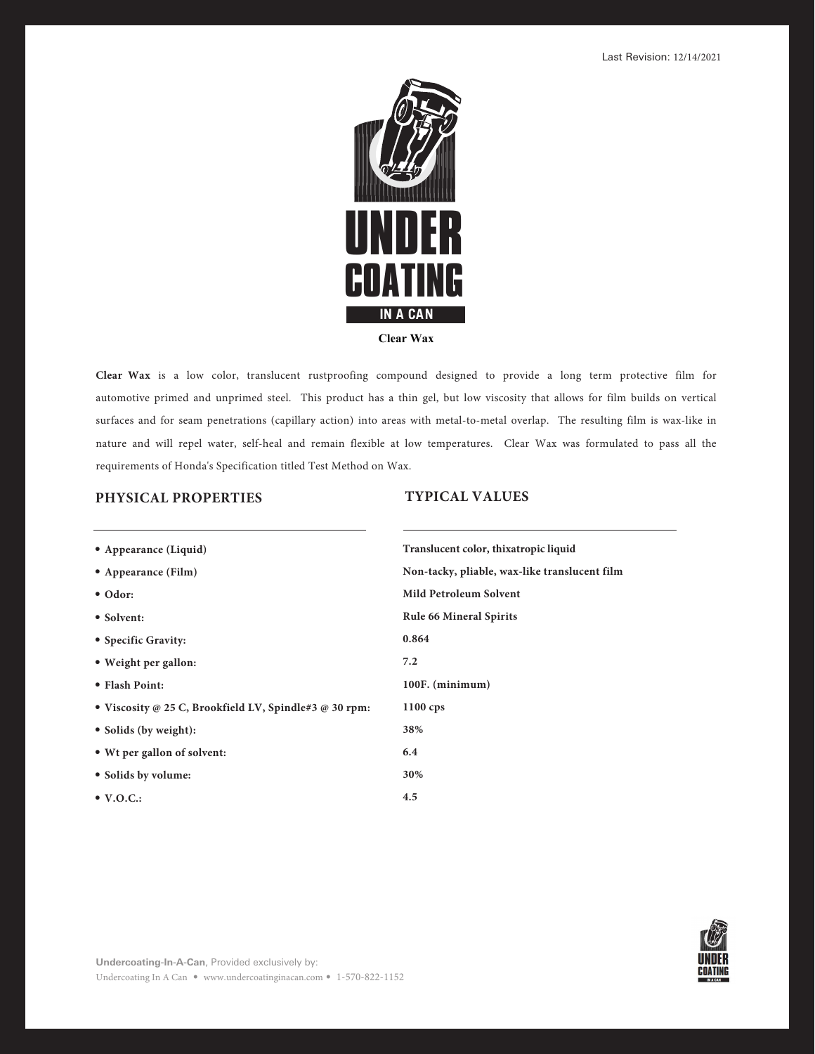Last Revision: 12/14/2021

# UNDER COATING IN A CAN

## Clear Wax

**Clear Wax** is a low color, translucent rustproofing compound designed to provide a long term protective film for automotive primed and unprimed steel. This product has a thin gel, but low viscosity that allows for film builds on vertical surfaces and for seam penetrations (capillary action) into areas with metal-to-metal overlap. The resulting film is wax-like in nature and will repel water, self-heal and remain flexible at low temperatures. Clear Wax was formulated to pass all the requirements of Honda's Specification titled Test Method on Wax.

| PHYSICAL PROPERTIES | TYPICAL VALUES |
| --- | --- |
| • **Appearance (Liquid)** | **Translucent color, thixatropic liquid** |
| • **Appearance (Film)** | **Non-tacky, pliable, wax-like translucent film** |
| • **Odor:** | **Mild Petroleum Solvent** |
| • **Solvent:** | **Rule 66 Mineral Spirits** |
| • **Specific Gravity:** | **0.864** |
| • **Weight per gallon:** | **7.2** |
| • **Flash Point:** | **100F. (minimum)** |
| • **Viscosity @ 25 C, Brookfield LV, Spindle#3 @ 30 rpm:** | **1100 cps** |
| • **Solids (by weight):** | **38%** |
| • **Wt per gallon of solvent:** | **6.4** |
| • **Solids by volume:** | **30%** |
| • **V.O.C.:** | **4.5** |

**Undercoating-In-A-Can**, Provided exclusively by:
Undercoating In A Can • www.undercoatinginacan.com • 1-570-822-1152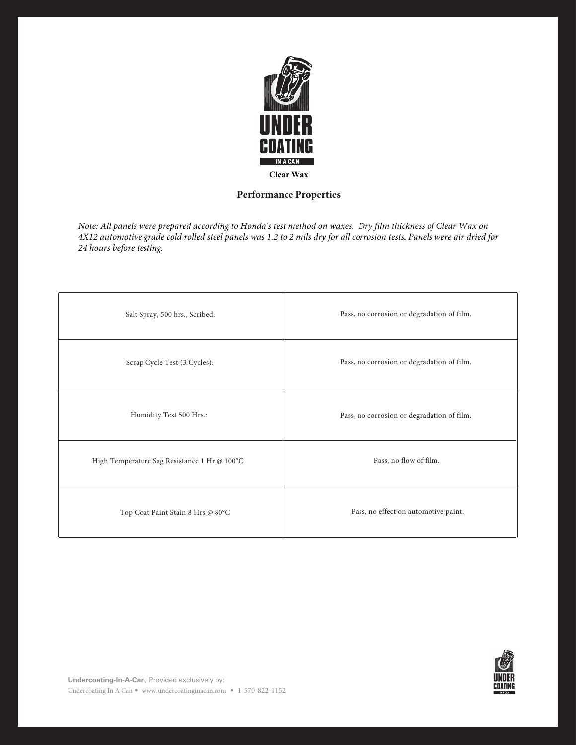**Clear Wax**

## Performance Properties

*Note: All panels were prepared according to Honda's test method on waxes. Dry film thickness of Clear Wax on 4X12 automotive grade cold rolled steel panels was 1.2 to 2 mils dry for all corrosion tests. Panels were air dried for 24 hours before testing.*

| | |
|---|---|
| Salt Spray, 500 hrs., Scribed: | Pass, no corrosion or degradation of film. |
| Scrap Cycle Test (3 Cycles): | Pass, no corrosion or degradation of film. |
| Humidity Test 500 Hrs.: | Pass, no corrosion or degradation of film. |
| High Temperature Sag Resistance 1 Hr @ 100°C | Pass, no flow of film. |
| Top Coat Paint Stain 8 Hrs @ 80°C | Pass, no effect on automotive paint. |

**Undercoating-In-A-Can**, Provided exclusively by:
Undercoating In A Can • www.undercoatinginacan.com • 1-570-822-1152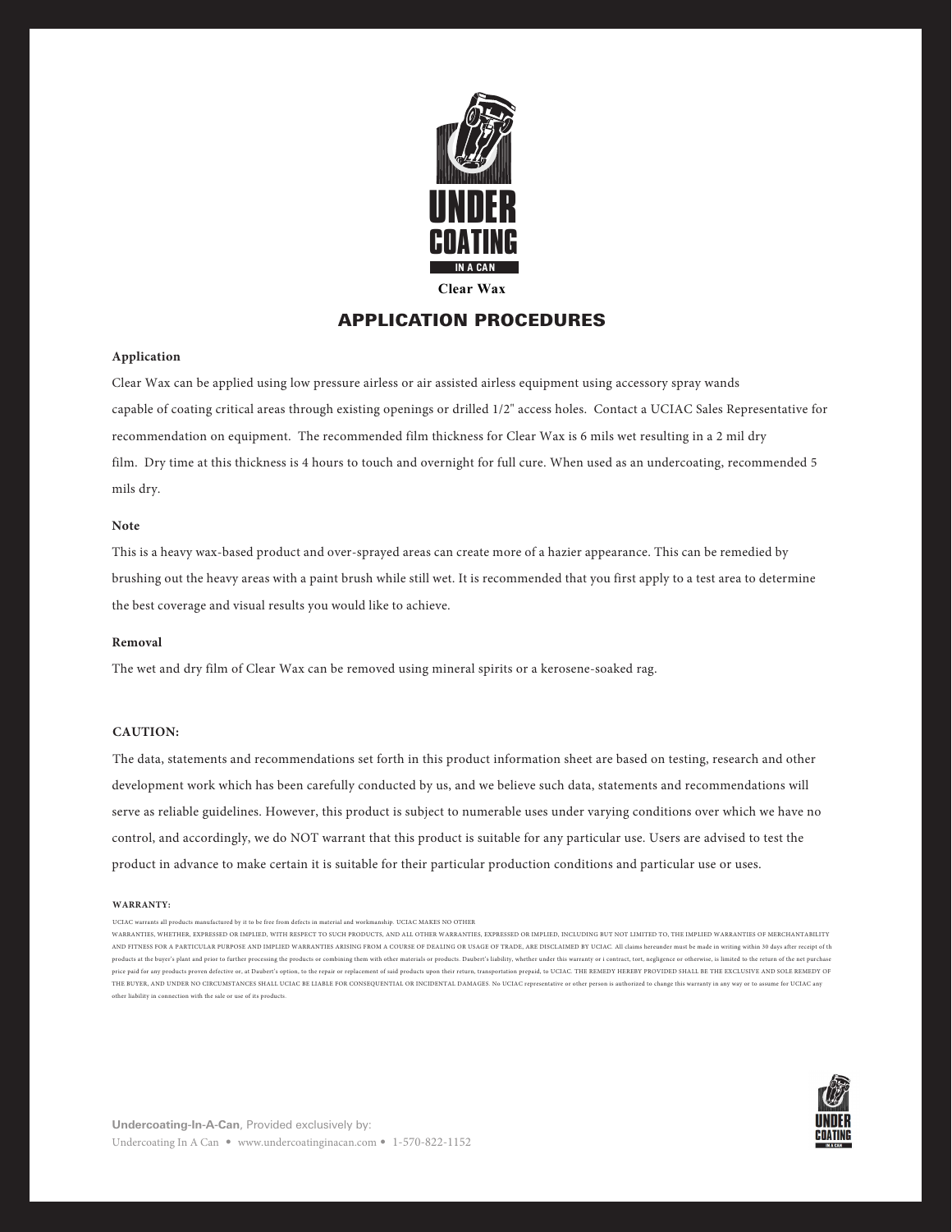UNDER COATING IN A CAN

**Clear Wax**

## APPLICATION PROCEDURES

**Application**

Clear Wax can be applied using low pressure airless or air assisted airless equipment using accessory spray wands capable of coating critical areas through existing openings or drilled 1/2" access holes. Contact a UCIAC Sales Representative for recommendation on equipment. The recommended film thickness for Clear Wax is 6 mils wet resulting in a 2 mil dry film. Dry time at this thickness is 4 hours to touch and overnight for full cure. When used as an undercoating, recommended 5 mils dry.

**Note**

This is a heavy wax-based product and over-sprayed areas can create more of a hazier appearance. This can be remedied by brushing out the heavy areas with a paint brush while still wet. It is recommended that you first apply to a test area to determine the best coverage and visual results you would like to achieve.

**Removal**

The wet and dry film of Clear Wax can be removed using mineral spirits or a kerosene-soaked rag.

**CAUTION:**

The data, statements and recommendations set forth in this product information sheet are based on testing, research and other development work which has been carefully conducted by us, and we believe such data, statements and recommendations will serve as reliable guidelines. However, this product is subject to numerable uses under varying conditions over which we have no control, and accordingly, we do NOT warrant that this product is suitable for any particular use. Users are advised to test the product in advance to make certain it is suitable for their particular production conditions and particular use or uses.

**WARRANTY:**

UCIAC warrants all products manufactured by it to be free from defects in material and workmanship. UCIAC MAKES NO OTHER WARRANTIES, WHETHER, EXPRESSED OR IMPLIED, WITH RESPECT TO SUCH PRODUCTS, AND ALL OTHER WARRANTIES, EXPRESSED OR IMPLIED, INCLUDING BUT NOT LIMITED TO, THE IMPLIED WARRANTIES OF MERCHANTABILITY AND FITNESS FOR A PARTICULAR PURPOSE AND IMPLIED WARRANTIES ARISING FROM A COURSE OF DEALING OR USAGE OF TRADE, ARE DISCLAIMED BY UCIAC. All claims hereunder must be made in writing within 30 days after receipt of th products at the buyer's plant and prior to further processing the products or combining them with other materials or products. Daubert's liability, whether under this warranty or i contract, tort, negligence or otherwise, is limited to the return of the net purchase price paid for any products proven defective or, at Daubert's option, to the repair or replacement of said products upon their return, transportation prepaid, to UCIAC. THE REMEDY HEREBY PROVIDED SHALL BE THE EXCLUSIVE AND SOLE REMEDY OF THE BUYER, AND UNDER NO CIRCUMSTANCES SHALL UCIAC BE LIABLE FOR CONSEQUENTIAL OR INCIDENTAL DAMAGES. No UCIAC representative or other person is authorized to change this warranty in any way or to assume for UCIAC any other liability in connection with the sale or use of its products.

**Undercoating-In-A-Can**, Provided exclusively by:
Undercoating In A Can • www.undercoatinginacan.com • 1-570-822-1152